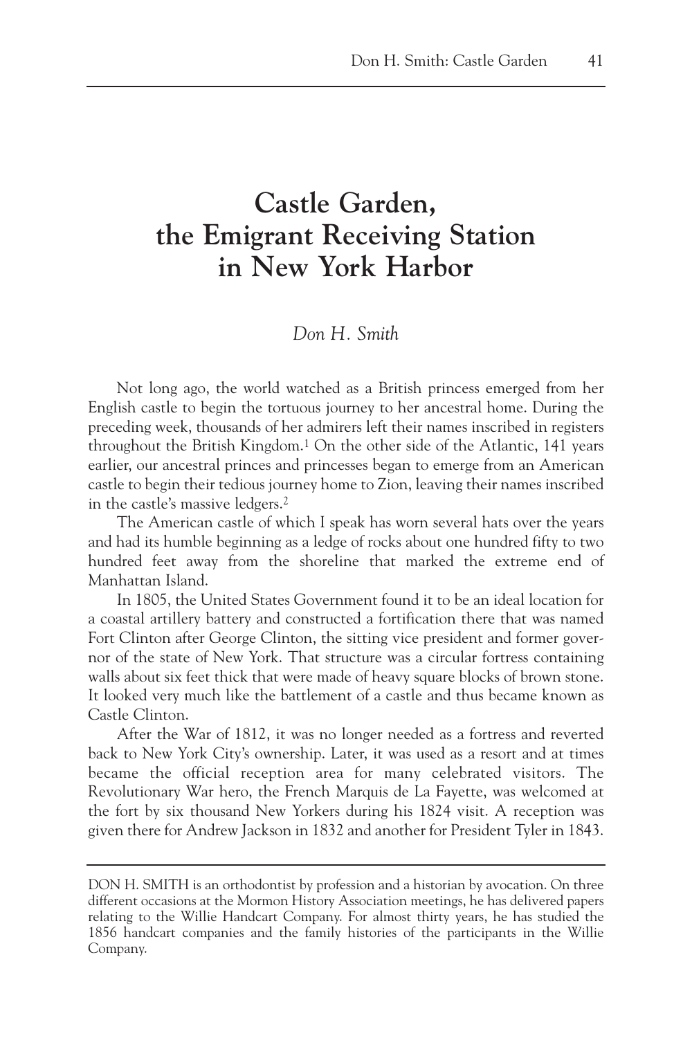# Castle Garden, the Emigrant Receiving Station in New York Harbor

*Don H. Smith*

Not long ago, the world watched as a British princess emerged from her English castle to begin the tortuous journey to her ancestral home. During the preceding week, thousands of her admirers left their names inscribed in registers throughout the British Kingdom.[1] On the other side of the Atlantic, 141 years earlier, our ancestral princes and princesses began to emerge from an American castle to begin their tedious journey home to Zion, leaving their names inscribed in the castle's massive ledgers.[2]

The American castle of which I speak has worn several hats over the years and had its humble beginning as a ledge of rocks about one hundred fifty to two hundred feet away from the shoreline that marked the extreme end of Manhattan Island.

In 1805, the United States Government found it to be an ideal location for a coastal artillery battery and constructed a fortification there that was named Fort Clinton after George Clinton, the sitting vice president and former governor of the state of New York. That structure was a circular fortress containing walls about six feet thick that were made of heavy square blocks of brown stone. It looked very much like the battlement of a castle and thus became known as Castle Clinton.

After the War of 1812, it was no longer needed as a fortress and reverted back to New York City's ownership. Later, it was used as a resort and at times became the official reception area for many celebrated visitors. The Revolutionary War hero, the French Marquis de La Fayette, was welcomed at the fort by six thousand New Yorkers during his 1824 visit. A reception was given there for Andrew Jackson in 1832 and another for President Tyler in 1843.

---

DON H. SMITH is an orthodontist by profession and a historian by avocation. On three different occasions at the Mormon History Association meetings, he has delivered papers relating to the Willie Handcart Company. For almost thirty years, he has studied the 1856 handcart companies and the family histories of the participants in the Willie Company.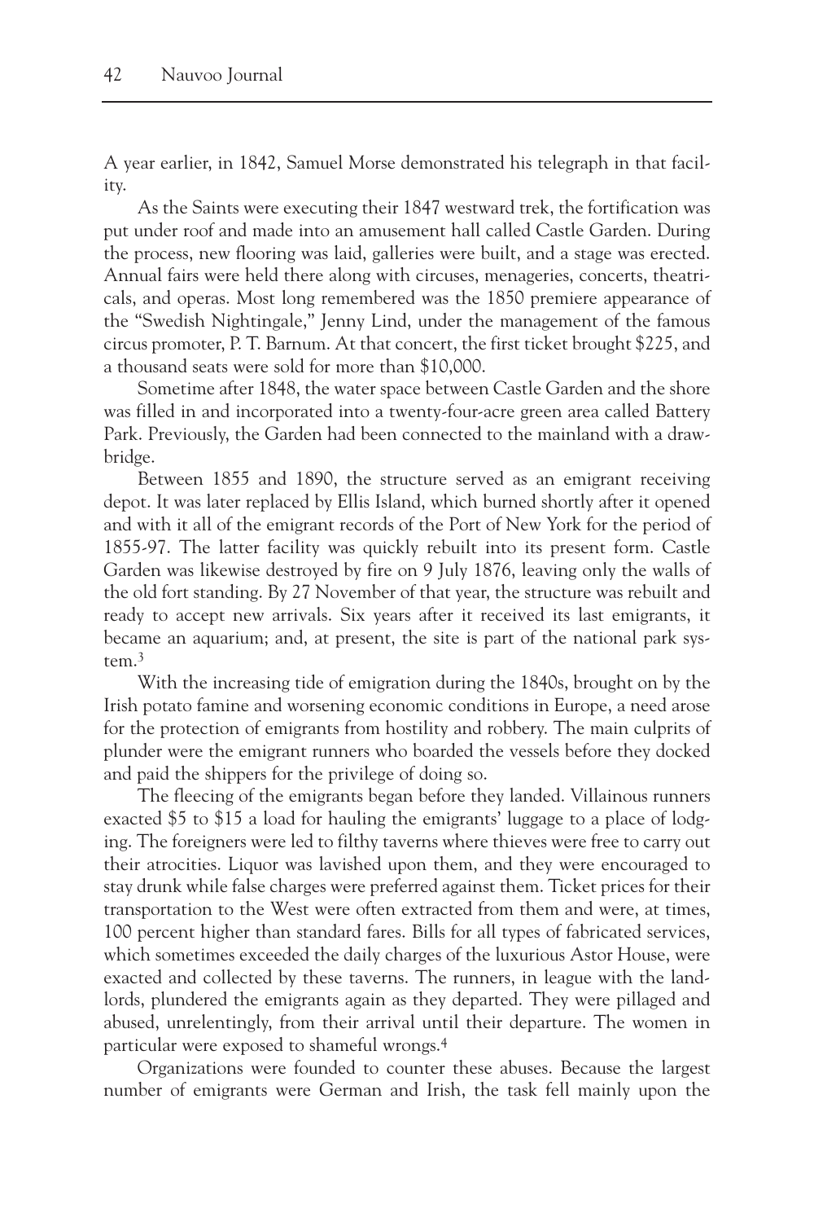A year earlier, in 1842, Samuel Morse demonstrated his telegraph in that facility.

As the Saints were executing their 1847 westward trek, the fortification was put under roof and made into an amusement hall called Castle Garden. During the process, new flooring was laid, galleries were built, and a stage was erected. Annual fairs were held there along with circuses, menageries, concerts, theatricals, and operas. Most long remembered was the 1850 premiere appearance of the "Swedish Nightingale," Jenny Lind, under the management of the famous circus promoter, P. T. Barnum. At that concert, the first ticket brought $225, and a thousand seats were sold for more than $10,000.

Sometime after 1848, the water space between Castle Garden and the shore was filled in and incorporated into a twenty-four-acre green area called Battery Park. Previously, the Garden had been connected to the mainland with a drawbridge.

Between 1855 and 1890, the structure served as an emigrant receiving depot. It was later replaced by Ellis Island, which burned shortly after it opened and with it all of the emigrant records of the Port of New York for the period of 1855-97. The latter facility was quickly rebuilt into its present form. Castle Garden was likewise destroyed by fire on 9 July 1876, leaving only the walls of the old fort standing. By 27 November of that year, the structure was rebuilt and ready to accept new arrivals. Six years after it received its last emigrants, it became an aquarium; and, at present, the site is part of the national park system.[3]

With the increasing tide of emigration during the 1840s, brought on by the Irish potato famine and worsening economic conditions in Europe, a need arose for the protection of emigrants from hostility and robbery. The main culprits of plunder were the emigrant runners who boarded the vessels before they docked and paid the shippers for the privilege of doing so.

The fleecing of the emigrants began before they landed. Villainous runners exacted $5 to $15 a load for hauling the emigrants' luggage to a place of lodging. The foreigners were led to filthy taverns where thieves were free to carry out their atrocities. Liquor was lavished upon them, and they were encouraged to stay drunk while false charges were preferred against them. Ticket prices for their transportation to the West were often extracted from them and were, at times, 100 percent higher than standard fares. Bills for all types of fabricated services, which sometimes exceeded the daily charges of the luxurious Astor House, were exacted and collected by these taverns. The runners, in league with the landlords, plundered the emigrants again as they departed. They were pillaged and abused, unrelentingly, from their arrival until their departure. The women in particular were exposed to shameful wrongs.[4]

Organizations were founded to counter these abuses. Because the largest number of emigrants were German and Irish, the task fell mainly upon the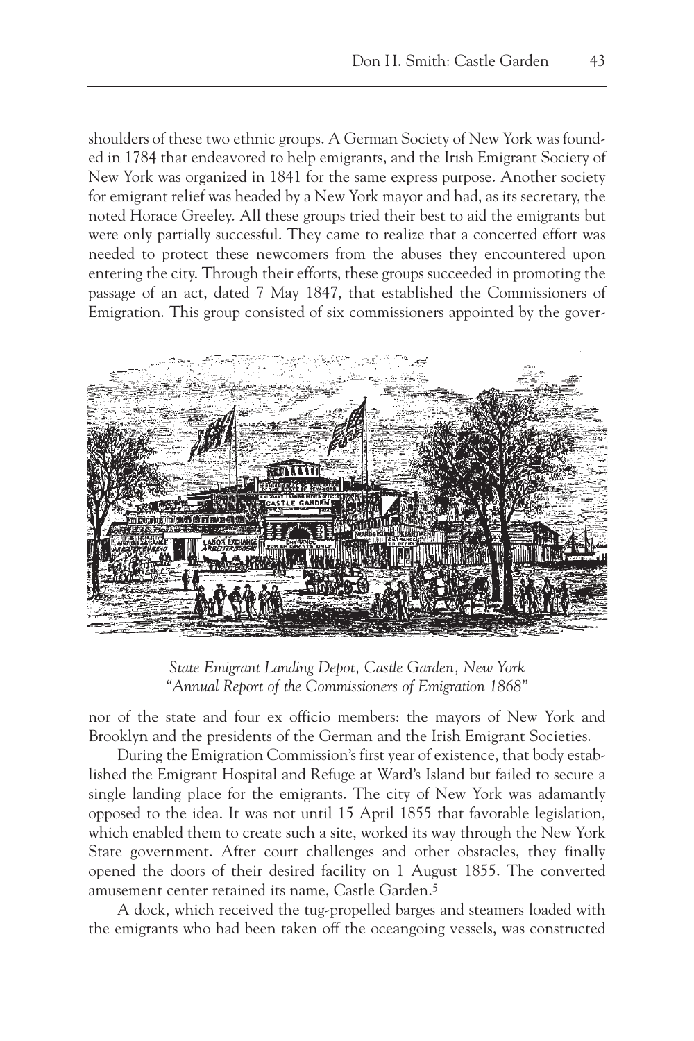shoulders of these two ethnic groups. A German Society of New York was founded in 1784 that endeavored to help emigrants, and the Irish Emigrant Society of New York was organized in 1841 for the same express purpose. Another society for emigrant relief was headed by a New York mayor and had, as its secretary, the noted Horace Greeley. All these groups tried their best to aid the emigrants but were only partially successful. They came to realize that a concerted effort was needed to protect these newcomers from the abuses they encountered upon entering the city. Through their efforts, these groups succeeded in promoting the passage of an act, dated 7 May 1847, that established the Commissioners of Emigration. This group consisted of six commissioners appointed by the governor of the state and four ex officio members: the mayors of New York and Brooklyn and the presidents of the German and the Irish Emigrant Societies.

*State Emigrant Landing Depot, Castle Garden, New York*
*"Annual Report of the Commissioners of Emigration 1868"*

During the Emigration Commission's first year of existence, that body established the Emigrant Hospital and Refuge at Ward's Island but failed to secure a single landing place for the emigrants. The city of New York was adamantly opposed to the idea. It was not until 15 April 1855 that favorable legislation, which enabled them to create such a site, worked its way through the New York State government. After court challenges and other obstacles, they finally opened the doors of their desired facility on 1 August 1855. The converted amusement center retained its name, Castle Garden.[5]

A dock, which received the tug-propelled barges and steamers loaded with the emigrants who had been taken off the oceangoing vessels, was constructed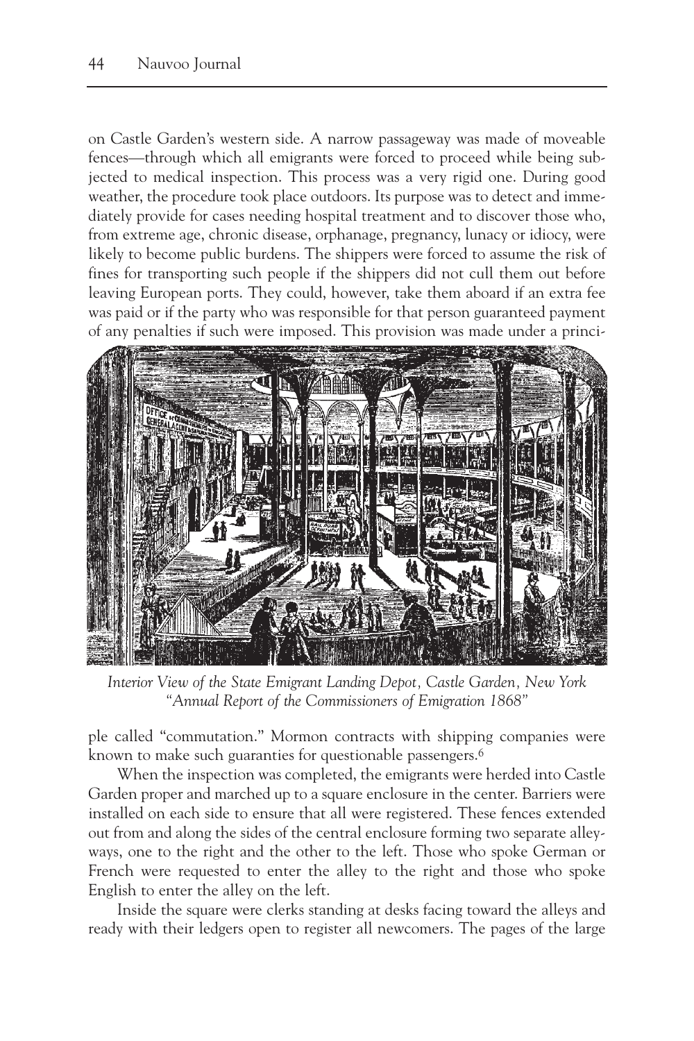on Castle Garden's western side. A narrow passageway was made of moveable fences—through which all emigrants were forced to proceed while being subjected to medical inspection. This process was a very rigid one. During good weather, the procedure took place outdoors. Its purpose was to detect and immediately provide for cases needing hospital treatment and to discover those who, from extreme age, chronic disease, orphanage, pregnancy, lunacy or idiocy, were likely to become public burdens. The shippers were forced to assume the risk of fines for transporting such people if the shippers did not cull them out before leaving European ports. They could, however, take them aboard if an extra fee was paid or if the party who was responsible for that person guaranteed payment of any penalties if such were imposed. This provision was made under a principle called "commutation." Mormon contracts with shipping companies were known to make such guaranties for questionable passengers.[6]

*Interior View of the State Emigrant Landing Depot, Castle Garden, New York "Annual Report of the Commissioners of Emigration 1868"*

When the inspection was completed, the emigrants were herded into Castle Garden proper and marched up to a square enclosure in the center. Barriers were installed on each side to ensure that all were registered. These fences extended out from and along the sides of the central enclosure forming two separate alleyways, one to the right and the other to the left. Those who spoke German or French were requested to enter the alley to the right and those who spoke English to enter the alley on the left.

Inside the square were clerks standing at desks facing toward the alleys and ready with their ledgers open to register all newcomers. The pages of the large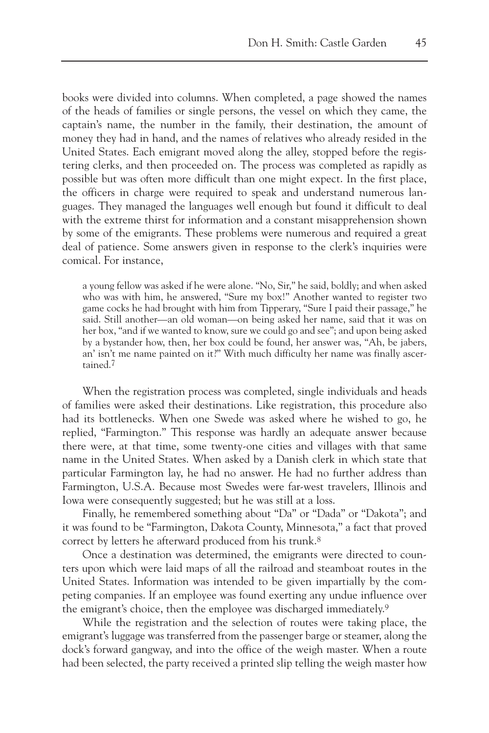books were divided into columns. When completed, a page showed the names of the heads of families or single persons, the vessel on which they came, the captain's name, the number in the family, their destination, the amount of money they had in hand, and the names of relatives who already resided in the United States. Each emigrant moved along the alley, stopped before the registering clerks, and then proceeded on. The process was completed as rapidly as possible but was often more difficult than one might expect. In the first place, the officers in charge were required to speak and understand numerous languages. They managed the languages well enough but found it difficult to deal with the extreme thirst for information and a constant misapprehension shown by some of the emigrants. These problems were numerous and required a great deal of patience. Some answers given in response to the clerk's inquiries were comical. For instance,

> a young fellow was asked if he were alone. "No, Sir," he said, boldly; and when asked who was with him, he answered, "Sure my box!" Another wanted to register two game cocks he had brought with him from Tipperary, "Sure I paid their passage," he said. Still another—an old woman—on being asked her name, said that it was on her box, "and if we wanted to know, sure we could go and see"; and upon being asked by a bystander how, then, her box could be found, her answer was, "Ah, be jabers, an' isn't me name painted on it?" With much difficulty her name was finally ascertained.[7]

When the registration process was completed, single individuals and heads of families were asked their destinations. Like registration, this procedure also had its bottlenecks. When one Swede was asked where he wished to go, he replied, "Farmington." This response was hardly an adequate answer because there were, at that time, some twenty-one cities and villages with that same name in the United States. When asked by a Danish clerk in which state that particular Farmington lay, he had no answer. He had no further address than Farmington, U.S.A. Because most Swedes were far-west travelers, Illinois and Iowa were consequently suggested; but he was still at a loss.

Finally, he remembered something about "Da" or "Dada" or "Dakota"; and it was found to be "Farmington, Dakota County, Minnesota," a fact that proved correct by letters he afterward produced from his trunk.[8]

Once a destination was determined, the emigrants were directed to counters upon which were laid maps of all the railroad and steamboat routes in the United States. Information was intended to be given impartially by the competing companies. If an employee was found exerting any undue influence over the emigrant's choice, then the employee was discharged immediately.[9]

While the registration and the selection of routes were taking place, the emigrant's luggage was transferred from the passenger barge or steamer, along the dock's forward gangway, and into the office of the weigh master. When a route had been selected, the party received a printed slip telling the weigh master how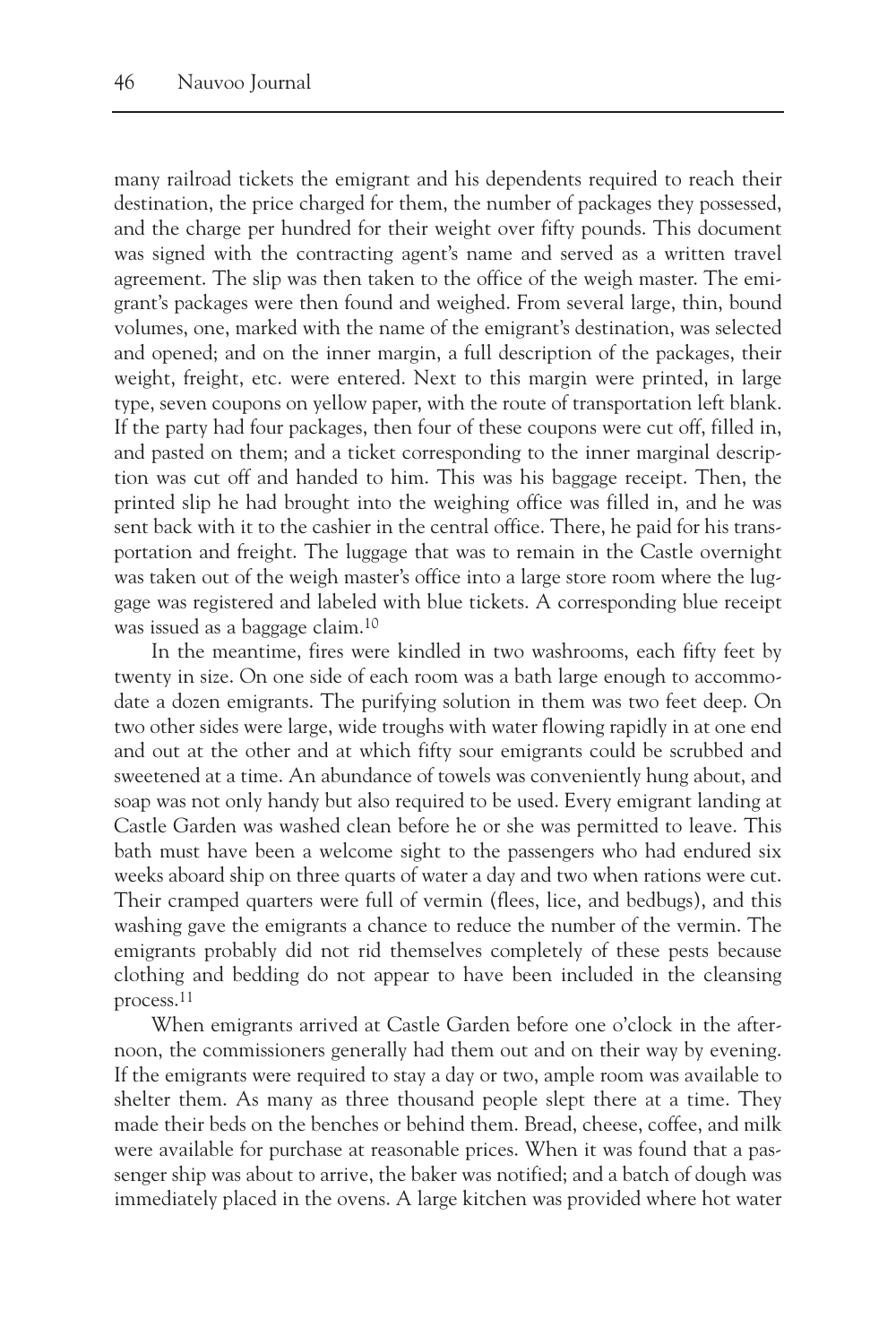many railroad tickets the emigrant and his dependents required to reach their destination, the price charged for them, the number of packages they possessed, and the charge per hundred for their weight over fifty pounds. This document was signed with the contracting agent's name and served as a written travel agreement. The slip was then taken to the office of the weigh master. The emigrant's packages were then found and weighed. From several large, thin, bound volumes, one, marked with the name of the emigrant's destination, was selected and opened; and on the inner margin, a full description of the packages, their weight, freight, etc. were entered. Next to this margin were printed, in large type, seven coupons on yellow paper, with the route of transportation left blank. If the party had four packages, then four of these coupons were cut off, filled in, and pasted on them; and a ticket corresponding to the inner marginal description was cut off and handed to him. This was his baggage receipt. Then, the printed slip he had brought into the weighing office was filled in, and he was sent back with it to the cashier in the central office. There, he paid for his transportation and freight. The luggage that was to remain in the Castle overnight was taken out of the weigh master's office into a large store room where the luggage was registered and labeled with blue tickets. A corresponding blue receipt was issued as a baggage claim.[10]

In the meantime, fires were kindled in two washrooms, each fifty feet by twenty in size. On one side of each room was a bath large enough to accommodate a dozen emigrants. The purifying solution in them was two feet deep. On two other sides were large, wide troughs with water flowing rapidly in at one end and out at the other and at which fifty sour emigrants could be scrubbed and sweetened at a time. An abundance of towels was conveniently hung about, and soap was not only handy but also required to be used. Every emigrant landing at Castle Garden was washed clean before he or she was permitted to leave. This bath must have been a welcome sight to the passengers who had endured six weeks aboard ship on three quarts of water a day and two when rations were cut. Their cramped quarters were full of vermin (flees, lice, and bedbugs), and this washing gave the emigrants a chance to reduce the number of the vermin. The emigrants probably did not rid themselves completely of these pests because clothing and bedding do not appear to have been included in the cleansing process.[11]

When emigrants arrived at Castle Garden before one o'clock in the afternoon, the commissioners generally had them out and on their way by evening. If the emigrants were required to stay a day or two, ample room was available to shelter them. As many as three thousand people slept there at a time. They made their beds on the benches or behind them. Bread, cheese, coffee, and milk were available for purchase at reasonable prices. When it was found that a passenger ship was about to arrive, the baker was notified; and a batch of dough was immediately placed in the ovens. A large kitchen was provided where hot water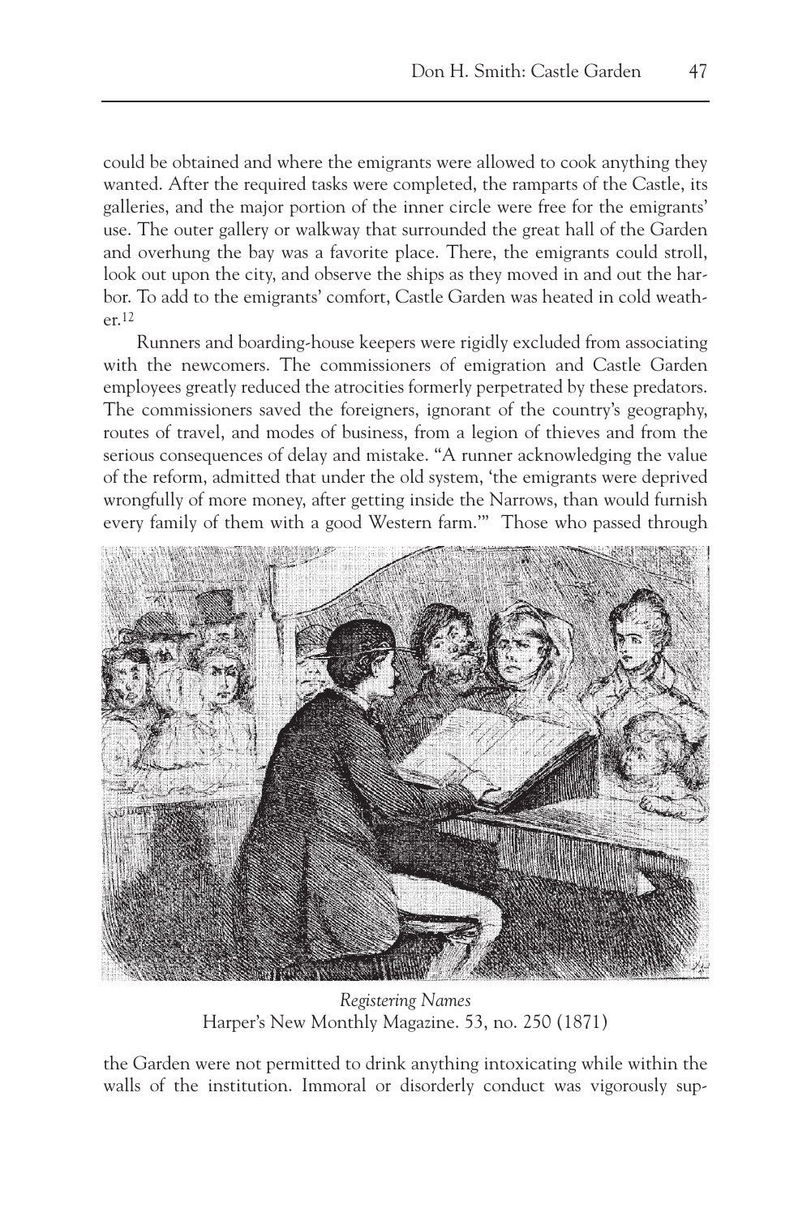could be obtained and where the emigrants were allowed to cook anything they wanted. After the required tasks were completed, the ramparts of the Castle, its galleries, and the major portion of the inner circle were free for the emigrants' use. The outer gallery or walkway that surrounded the great hall of the Garden and overhung the bay was a favorite place. There, the emigrants could stroll, look out upon the city, and observe the ships as they moved in and out the harbor. To add to the emigrants' comfort, Castle Garden was heated in cold weather.[12]

Runners and boarding-house keepers were rigidly excluded from associating with the newcomers. The commissioners of emigration and Castle Garden employees greatly reduced the atrocities formerly perpetrated by these predators. The commissioners saved the foreigners, ignorant of the country's geography, routes of travel, and modes of business, from a legion of thieves and from the serious consequences of delay and mistake. "A runner acknowledging the value of the reform, admitted that under the old system, 'the emigrants were deprived wrongfully of more money, after getting inside the Narrows, than would furnish every family of them with a good Western farm.'" Those who passed through

*Registering Names*
Harper's New Monthly Magazine. 53, no. 250 (1871)

the Garden were not permitted to drink anything intoxicating while within the walls of the institution. Immoral or disorderly conduct was vigorously sup-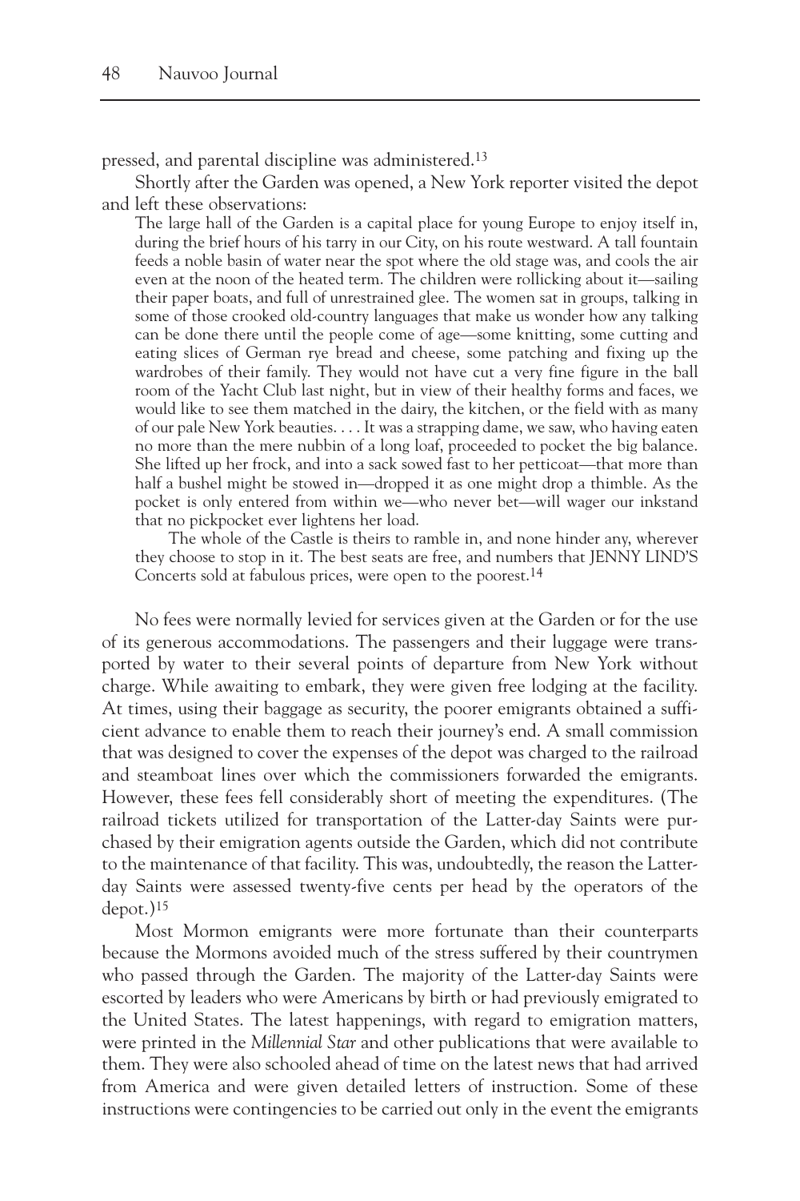pressed, and parental discipline was administered.[13]

Shortly after the Garden was opened, a New York reporter visited the depot and left these observations:

> The large hall of the Garden is a capital place for young Europe to enjoy itself in, during the brief hours of his tarry in our City, on his route westward. A tall fountain feeds a noble basin of water near the spot where the old stage was, and cools the air even at the noon of the heated term. The children were rollicking about it—sailing their paper boats, and full of unrestrained glee. The women sat in groups, talking in some of those crooked old-country languages that make us wonder how any talking can be done there until the people come of age—some knitting, some cutting and eating slices of German rye bread and cheese, some patching and fixing up the wardrobes of their family. They would not have cut a very fine figure in the ball room of the Yacht Club last night, but in view of their healthy forms and faces, we would like to see them matched in the dairy, the kitchen, or the field with as many of our pale New York beauties. . . . It was a strapping dame, we saw, who having eaten no more than the mere nubbin of a long loaf, proceeded to pocket the big balance. She lifted up her frock, and into a sack sowed fast to her petticoat—that more than half a bushel might be stowed in—dropped it as one might drop a thimble. As the pocket is only entered from within we—who never bet—will wager our inkstand that no pickpocket ever lightens her load.
>
> The whole of the Castle is theirs to ramble in, and none hinder any, wherever they choose to stop in it. The best seats are free, and numbers that JENNY LIND'S Concerts sold at fabulous prices, were open to the poorest.[14]

No fees were normally levied for services given at the Garden or for the use of its generous accommodations. The passengers and their luggage were transported by water to their several points of departure from New York without charge. While awaiting to embark, they were given free lodging at the facility. At times, using their baggage as security, the poorer emigrants obtained a sufficient advance to enable them to reach their journey's end. A small commission that was designed to cover the expenses of the depot was charged to the railroad and steamboat lines over which the commissioners forwarded the emigrants. However, these fees fell considerably short of meeting the expenditures. (The railroad tickets utilized for transportation of the Latter-day Saints were purchased by their emigration agents outside the Garden, which did not contribute to the maintenance of that facility. This was, undoubtedly, the reason the Latter-day Saints were assessed twenty-five cents per head by the operators of the depot.)[15]

Most Mormon emigrants were more fortunate than their counterparts because the Mormons avoided much of the stress suffered by their countrymen who passed through the Garden. The majority of the Latter-day Saints were escorted by leaders who were Americans by birth or had previously emigrated to the United States. The latest happenings, with regard to emigration matters, were printed in the *Millennial Star* and other publications that were available to them. They were also schooled ahead of time on the latest news that had arrived from America and were given detailed letters of instruction. Some of these instructions were contingencies to be carried out only in the event the emigrants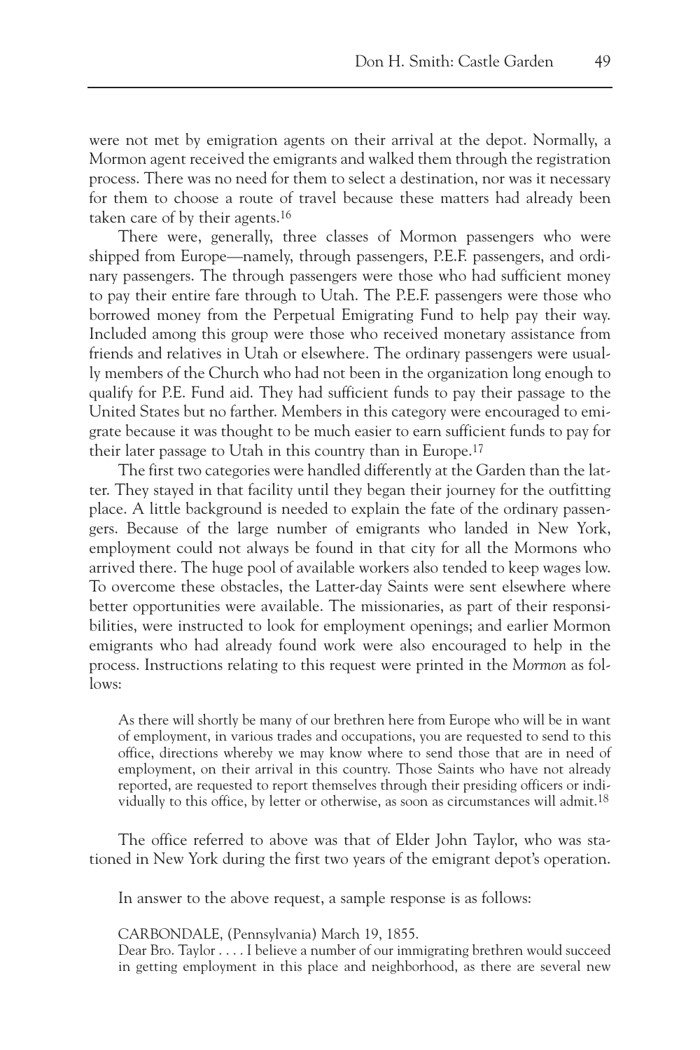were not met by emigration agents on their arrival at the depot. Normally, a Mormon agent received the emigrants and walked them through the registration process. There was no need for them to select a destination, nor was it necessary for them to choose a route of travel because these matters had already been taken care of by their agents.[16]

There were, generally, three classes of Mormon passengers who were shipped from Europe—namely, through passengers, P.E.F. passengers, and ordinary passengers. The through passengers were those who had sufficient money to pay their entire fare through to Utah. The P.E.F. passengers were those who borrowed money from the Perpetual Emigrating Fund to help pay their way. Included among this group were those who received monetary assistance from friends and relatives in Utah or elsewhere. The ordinary passengers were usually members of the Church who had not been in the organization long enough to qualify for P.E. Fund aid. They had sufficient funds to pay their passage to the United States but no farther. Members in this category were encouraged to emigrate because it was thought to be much easier to earn sufficient funds to pay for their later passage to Utah in this country than in Europe.[17]

The first two categories were handled differently at the Garden than the latter. They stayed in that facility until they began their journey for the outfitting place. A little background is needed to explain the fate of the ordinary passengers. Because of the large number of emigrants who landed in New York, employment could not always be found in that city for all the Mormons who arrived there. The huge pool of available workers also tended to keep wages low. To overcome these obstacles, the Latter-day Saints were sent elsewhere where better opportunities were available. The missionaries, as part of their responsibilities, were instructed to look for employment openings; and earlier Mormon emigrants who had already found work were also encouraged to help in the process. Instructions relating to this request were printed in the *Mormon* as follows:

> As there will shortly be many of our brethren here from Europe who will be in want of employment, in various trades and occupations, you are requested to send to this office, directions whereby we may know where to send those that are in need of employment, on their arrival in this country. Those Saints who have not already reported, are requested to report themselves through their presiding officers or individually to this office, by letter or otherwise, as soon as circumstances will admit.[18]

The office referred to above was that of Elder John Taylor, who was stationed in New York during the first two years of the emigrant depot's operation.

In answer to the above request, a sample response is as follows:

> CARBONDALE, (Pennsylvania) March 19, 1855.
> Dear Bro. Taylor . . . . I believe a number of our immigrating brethren would succeed in getting employment in this place and neighborhood, as there are several new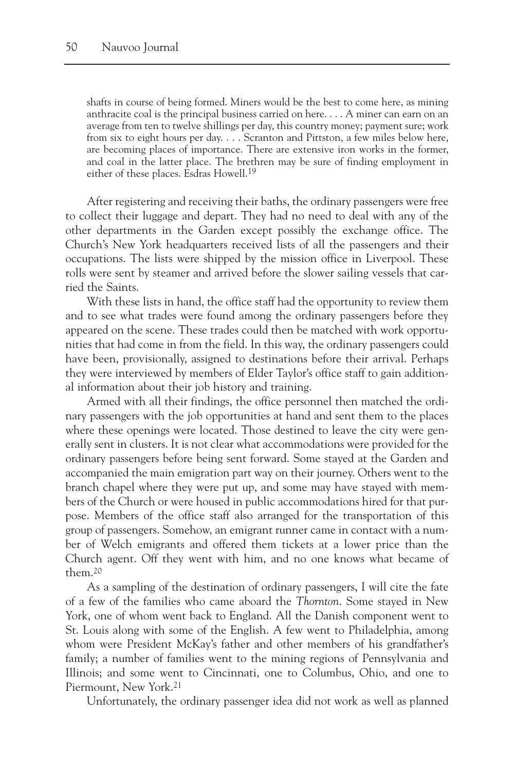> shafts in course of being formed. Miners would be the best to come here, as mining anthracite coal is the principal business carried on here. . . . A miner can earn on an average from ten to twelve shillings per day, this country money; payment sure; work from six to eight hours per day. . . . Scranton and Pittston, a few miles below here, are becoming places of importance. There are extensive iron works in the former, and coal in the latter place. The brethren may be sure of finding employment in either of these places. Esdras Howell.[19]

After registering and receiving their baths, the ordinary passengers were free to collect their luggage and depart. They had no need to deal with any of the other departments in the Garden except possibly the exchange office. The Church's New York headquarters received lists of all the passengers and their occupations. The lists were shipped by the mission office in Liverpool. These rolls were sent by steamer and arrived before the slower sailing vessels that carried the Saints.

With these lists in hand, the office staff had the opportunity to review them and to see what trades were found among the ordinary passengers before they appeared on the scene. These trades could then be matched with work opportunities that had come in from the field. In this way, the ordinary passengers could have been, provisionally, assigned to destinations before their arrival. Perhaps they were interviewed by members of Elder Taylor's office staff to gain additional information about their job history and training.

Armed with all their findings, the office personnel then matched the ordinary passengers with the job opportunities at hand and sent them to the places where these openings were located. Those destined to leave the city were generally sent in clusters. It is not clear what accommodations were provided for the ordinary passengers before being sent forward. Some stayed at the Garden and accompanied the main emigration part way on their journey. Others went to the branch chapel where they were put up, and some may have stayed with members of the Church or were housed in public accommodations hired for that purpose. Members of the office staff also arranged for the transportation of this group of passengers. Somehow, an emigrant runner came in contact with a number of Welch emigrants and offered them tickets at a lower price than the Church agent. Off they went with him, and no one knows what became of them.[20]

As a sampling of the destination of ordinary passengers, I will cite the fate of a few of the families who came aboard the *Thornton*. Some stayed in New York, one of whom went back to England. All the Danish component went to St. Louis along with some of the English. A few went to Philadelphia, among whom were President McKay's father and other members of his grandfather's family; a number of families went to the mining regions of Pennsylvania and Illinois; and some went to Cincinnati, one to Columbus, Ohio, and one to Piermount, New York.[21]

Unfortunately, the ordinary passenger idea did not work as well as planned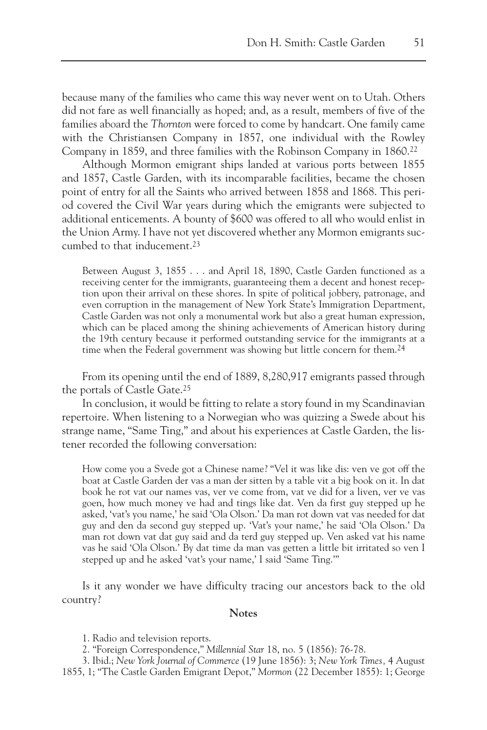because many of the families who came this way never went on to Utah. Others did not fare as well financially as hoped; and, as a result, members of five of the families aboard the *Thornton* were forced to come by handcart. One family came with the Christiansen Company in 1857, one individual with the Rowley Company in 1859, and three families with the Robinson Company in 1860.[22]

Although Mormon emigrant ships landed at various ports between 1855 and 1857, Castle Garden, with its incomparable facilities, became the chosen point of entry for all the Saints who arrived between 1858 and 1868. This period covered the Civil War years during which the emigrants were subjected to additional enticements. A bounty of $600 was offered to all who would enlist in the Union Army. I have not yet discovered whether any Mormon emigrants succumbed to that inducement.[23]

> Between August 3, 1855 . . . and April 18, 1890, Castle Garden functioned as a receiving center for the immigrants, guaranteeing them a decent and honest reception upon their arrival on these shores. In spite of political jobbery, patronage, and even corruption in the management of New York State's Immigration Department, Castle Garden was not only a monumental work but also a great human expression, which can be placed among the shining achievements of American history during the 19th century because it performed outstanding service for the immigrants at a time when the Federal government was showing but little concern for them.[24]

From its opening until the end of 1889, 8,280,917 emigrants passed through the portals of Castle Gate.[25]

In conclusion, it would be fitting to relate a story found in my Scandinavian repertoire. When listening to a Norwegian who was quizzing a Swede about his strange name, "Same Ting," and about his experiences at Castle Garden, the listener recorded the following conversation:

> How come you a Svede got a Chinese name? "Vel it was like dis: ven ve got off the boat at Castle Garden der vas a man der sitten by a table vit a big book on it. In dat book he rot vat our names vas, ver ve come from, vat ve did for a liven, ver ve vas goen, how much money ve had and tings like dat. Ven da first guy stepped up he asked, 'vat's you name,' he said 'Ola Olson.' Da man rot down vat vas needed for dat guy and den da second guy stepped up. 'Vat's your name,' he said 'Ola Olson.' Da man rot down vat dat guy said and da terd guy stepped up. Ven asked vat his name vas he said 'Ola Olson.' By dat time da man vas getten a little bit irritated so ven I stepped up and he asked 'vat's your name,' I said 'Same Ting.'"

Is it any wonder we have difficulty tracing our ancestors back to the old country?

## Notes

1. Radio and television reports.

2. "Foreign Correspondence," *Millennial Star* 18, no. 5 (1856): 76-78.

3. Ibid.; *New York Journal of Commerce* (19 June 1856): 3; *New York Times*, 4 August 1855, 1; "The Castle Garden Emigrant Depot," *Mormon* (22 December 1855): 1; George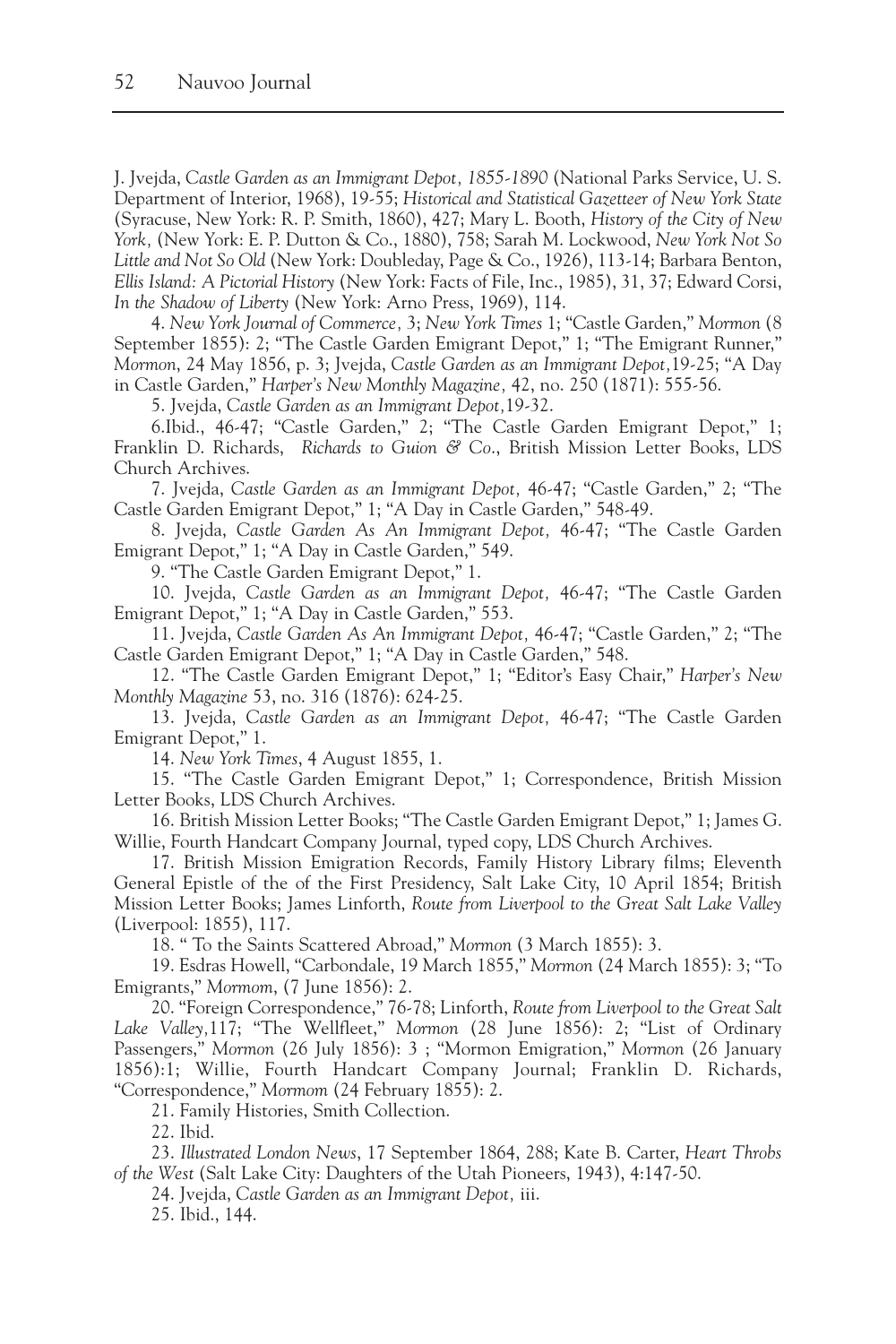J. Jvejda, *Castle Garden as an Immigrant Depot, 1855-1890* (National Parks Service, U. S. Department of Interior, 1968), 19-55; *Historical and Statistical Gazetteer of New York State* (Syracuse, New York: R. P. Smith, 1860), 427; Mary L. Booth, *History of the City of New York,* (New York: E. P. Dutton & Co., 1880), 758; Sarah M. Lockwood, *New York Not So Little and Not So Old* (New York: Doubleday, Page & Co., 1926), 113-14; Barbara Benton, *Ellis Island: A Pictorial History* (New York: Facts of File, Inc., 1985), 31, 37; Edward Corsi, *In the Shadow of Liberty* (New York: Arno Press, 1969), 114.

4. *New York Journal of Commerce,* 3; *New York Times* 1; "Castle Garden," *Mormon* (8 September 1855): 2; "The Castle Garden Emigrant Depot," 1; "The Emigrant Runner," *Mormon*, 24 May 1856, p. 3; Jvejda, *Castle Garden as an Immigrant Depot,*19-25; "A Day in Castle Garden," *Harper's New Monthly Magazine,* 42, no. 250 (1871): 555-56.

5. Jvejda, *Castle Garden as an Immigrant Depot,*19-32.

6.Ibid., 46-47; "Castle Garden," 2; "The Castle Garden Emigrant Depot," 1; Franklin D. Richards, *Richards to Guion & Co*., British Mission Letter Books, LDS Church Archives.

7. Jvejda, *Castle Garden as an Immigrant Depot,* 46-47; "Castle Garden," 2; "The Castle Garden Emigrant Depot," 1; "A Day in Castle Garden," 548-49.

8. Jvejda, *Castle Garden As An Immigrant Depot,* 46-47; "The Castle Garden Emigrant Depot," 1; "A Day in Castle Garden," 549.

9. "The Castle Garden Emigrant Depot," 1.

10. Jvejda, *Castle Garden as an Immigrant Depot,* 46-47; "The Castle Garden Emigrant Depot," 1; "A Day in Castle Garden," 553.

11. Jvejda, *Castle Garden As An Immigrant Depot,* 46-47; "Castle Garden," 2; "The Castle Garden Emigrant Depot," 1; "A Day in Castle Garden," 548.

12. "The Castle Garden Emigrant Depot," 1; "Editor's Easy Chair," *Harper's New Monthly Magazine* 53, no. 316 (1876): 624-25.

13. Jvejda, *Castle Garden as an Immigrant Depot,* 46-47; "The Castle Garden Emigrant Depot," 1.

14. *New York Times*, 4 August 1855, 1.

15. "The Castle Garden Emigrant Depot," 1; Correspondence, British Mission Letter Books, LDS Church Archives.

16. British Mission Letter Books; "The Castle Garden Emigrant Depot," 1; James G. Willie, Fourth Handcart Company Journal, typed copy, LDS Church Archives.

17. British Mission Emigration Records, Family History Library films; Eleventh General Epistle of the of the First Presidency, Salt Lake City, 10 April 1854; British Mission Letter Books; James Linforth, *Route from Liverpool to the Great Salt Lake Valley* (Liverpool: 1855), 117.

18. " To the Saints Scattered Abroad," *Mormon* (3 March 1855): 3.

19. Esdras Howell, "Carbondale, 19 March 1855," *Mormon* (24 March 1855): 3; "To Emigrants," *Mormom*, (7 June 1856): 2.

20. "Foreign Correspondence," 76-78; Linforth, *Route from Liverpool to the Great Salt Lake Valley,*117; "The Wellfleet," *Mormon* (28 June 1856): 2; "List of Ordinary Passengers," *Mormon* (26 July 1856): 3 ; "Mormon Emigration," *Mormon* (26 January 1856):1; Willie, Fourth Handcart Company Journal; Franklin D. Richards, "Correspondence," *Mormom* (24 February 1855): 2.

21. Family Histories, Smith Collection.

22. Ibid.

23. *Illustrated London News*, 17 September 1864, 288; Kate B. Carter, *Heart Throbs of the West* (Salt Lake City: Daughters of the Utah Pioneers, 1943), 4:147-50.

24. Jvejda, *Castle Garden as an Immigrant Depot,* iii.

25. Ibid., 144.